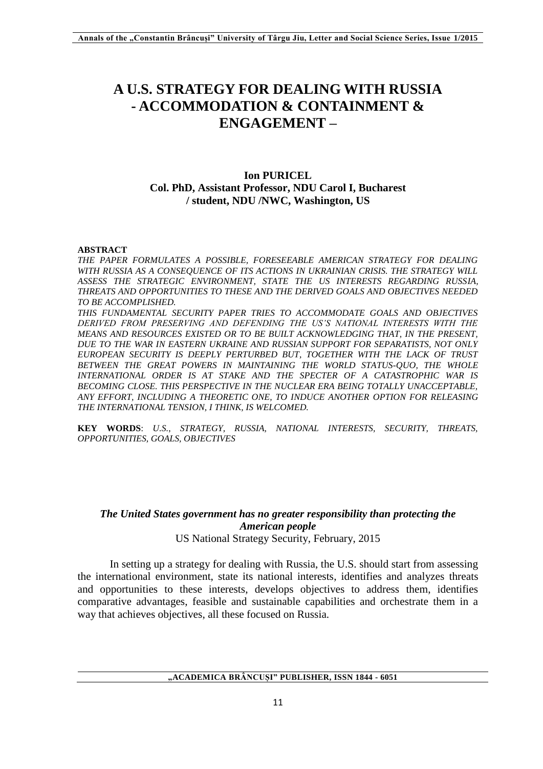# A U.S. STRATEGY FOR DEALING WITH RUSSIA - ACCOMMODATION & CONTAINMENT & ENGAGEMENT –

**Ion PURICEL**
**Col. PhD, Assistant Professor, NDU Carol I, Bucharest / student, NDU /NWC, Washington, US**

**ABSTRACT**

*THE PAPER FORMULATES A POSSIBLE, FORESEEABLE AMERICAN STRATEGY FOR DEALING WITH RUSSIA AS A CONSEQUENCE OF ITS ACTIONS IN UKRAINIAN CRISIS. THE STRATEGY WILL ASSESS THE STRATEGIC ENVIRONMENT, STATE THE US INTERESTS REGARDING RUSSIA, THREATS AND OPPORTUNITIES TO THESE AND THE DERIVED GOALS AND OBJECTIVES NEEDED TO BE ACCOMPLISHED.*

*THIS FUNDAMENTAL SECURITY PAPER TRIES TO ACCOMMODATE GOALS AND OBJECTIVES DERIVED FROM PRESERVING AND DEFENDING THE US'S NATIONAL INTERESTS WITH THE MEANS AND RESOURCES EXISTED OR TO BE BUILT ACKNOWLEDGING THAT, IN THE PRESENT, DUE TO THE WAR IN EASTERN UKRAINE AND RUSSIAN SUPPORT FOR SEPARATISTS, NOT ONLY EUROPEAN SECURITY IS DEEPLY PERTURBED BUT, TOGETHER WITH THE LACK OF TRUST BETWEEN THE GREAT POWERS IN MAINTAINING THE WORLD STATUS-QUO, THE WHOLE INTERNATIONAL ORDER IS AT STAKE AND THE SPECTER OF A CATASTROPHIC WAR IS BECOMING CLOSE. THIS PERSPECTIVE IN THE NUCLEAR ERA BEING TOTALLY UNACCEPTABLE, ANY EFFORT, INCLUDING A THEORETIC ONE, TO INDUCE ANOTHER OPTION FOR RELEASING THE INTERNATIONAL TENSION, I THINK, IS WELCOMED.*

**KEY WORDS**: *U.S., STRATEGY, RUSSIA, NATIONAL INTERESTS, SECURITY, THREATS, OPPORTUNITIES, GOALS, OBJECTIVES*

***The United States government has no greater responsibility than protecting the American people***
US National Strategy Security, February, 2015

In setting up a strategy for dealing with Russia, the U.S. should start from assessing the international environment, state its national interests, identifies and analyzes threats and opportunities to these interests, develops objectives to address them, identifies comparative advantages, feasible and sustainable capabilities and orchestrate them in a way that achieves objectives, all these focused on Russia.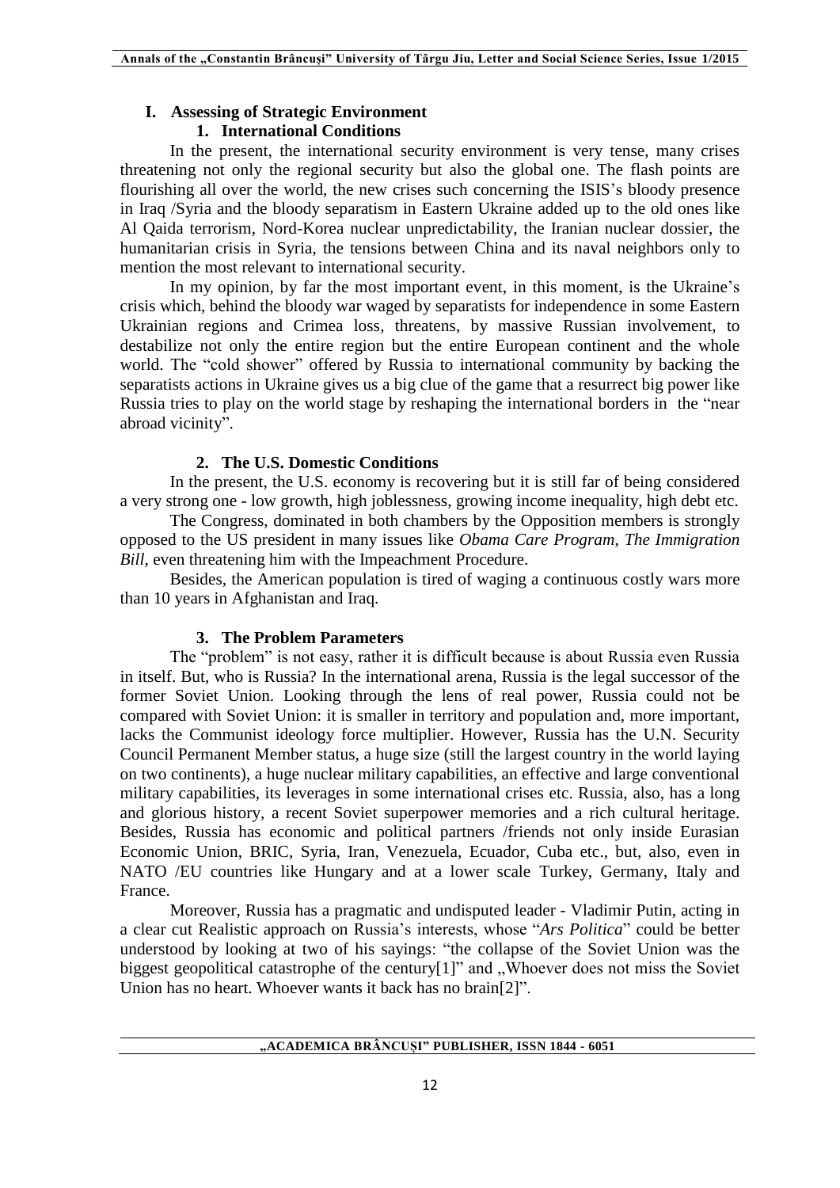## I. Assessing of Strategic Environment

### 1. International Conditions

In the present, the international security environment is very tense, many crises threatening not only the regional security but also the global one. The flash points are flourishing all over the world, the new crises such concerning the ISIS's bloody presence in Iraq /Syria and the bloody separatism in Eastern Ukraine added up to the old ones like Al Qaida terrorism, Nord-Korea nuclear unpredictability, the Iranian nuclear dossier, the humanitarian crisis in Syria, the tensions between China and its naval neighbors only to mention the most relevant to international security.

In my opinion, by far the most important event, in this moment, is the Ukraine's crisis which, behind the bloody war waged by separatists for independence in some Eastern Ukrainian regions and Crimea loss, threatens, by massive Russian involvement, to destabilize not only the entire region but the entire European continent and the whole world. The "cold shower" offered by Russia to international community by backing the separatists actions in Ukraine gives us a big clue of the game that a resurrect big power like Russia tries to play on the world stage by reshaping the international borders in the "near abroad vicinity".

### 2. The U.S. Domestic Conditions

In the present, the U.S. economy is recovering but it is still far of being considered a very strong one - low growth, high joblessness, growing income inequality, high debt etc.

The Congress, dominated in both chambers by the Opposition members is strongly opposed to the US president in many issues like *Obama Care Program*, *The Immigration Bill*, even threatening him with the Impeachment Procedure.

Besides, the American population is tired of waging a continuous costly wars more than 10 years in Afghanistan and Iraq.

### 3. The Problem Parameters

The "problem" is not easy, rather it is difficult because is about Russia even Russia in itself. But, who is Russia? In the international arena, Russia is the legal successor of the former Soviet Union. Looking through the lens of real power, Russia could not be compared with Soviet Union: it is smaller in territory and population and, more important, lacks the Communist ideology force multiplier. However, Russia has the U.N. Security Council Permanent Member status, a huge size (still the largest country in the world laying on two continents), a huge nuclear military capabilities, an effective and large conventional military capabilities, its leverages in some international crises etc. Russia, also, has a long and glorious history, a recent Soviet superpower memories and a rich cultural heritage. Besides, Russia has economic and political partners /friends not only inside Eurasian Economic Union, BRIC, Syria, Iran, Venezuela, Ecuador, Cuba etc., but, also, even in NATO /EU countries like Hungary and at a lower scale Turkey, Germany, Italy and France.

Moreover, Russia has a pragmatic and undisputed leader - Vladimir Putin, acting in a clear cut Realistic approach on Russia's interests, whose "*Ars Politica*" could be better understood by looking at two of his sayings: "the collapse of the Soviet Union was the biggest geopolitical catastrophe of the century[1]" and „Whoever does not miss the Soviet Union has no heart. Whoever wants it back has no brain[2]".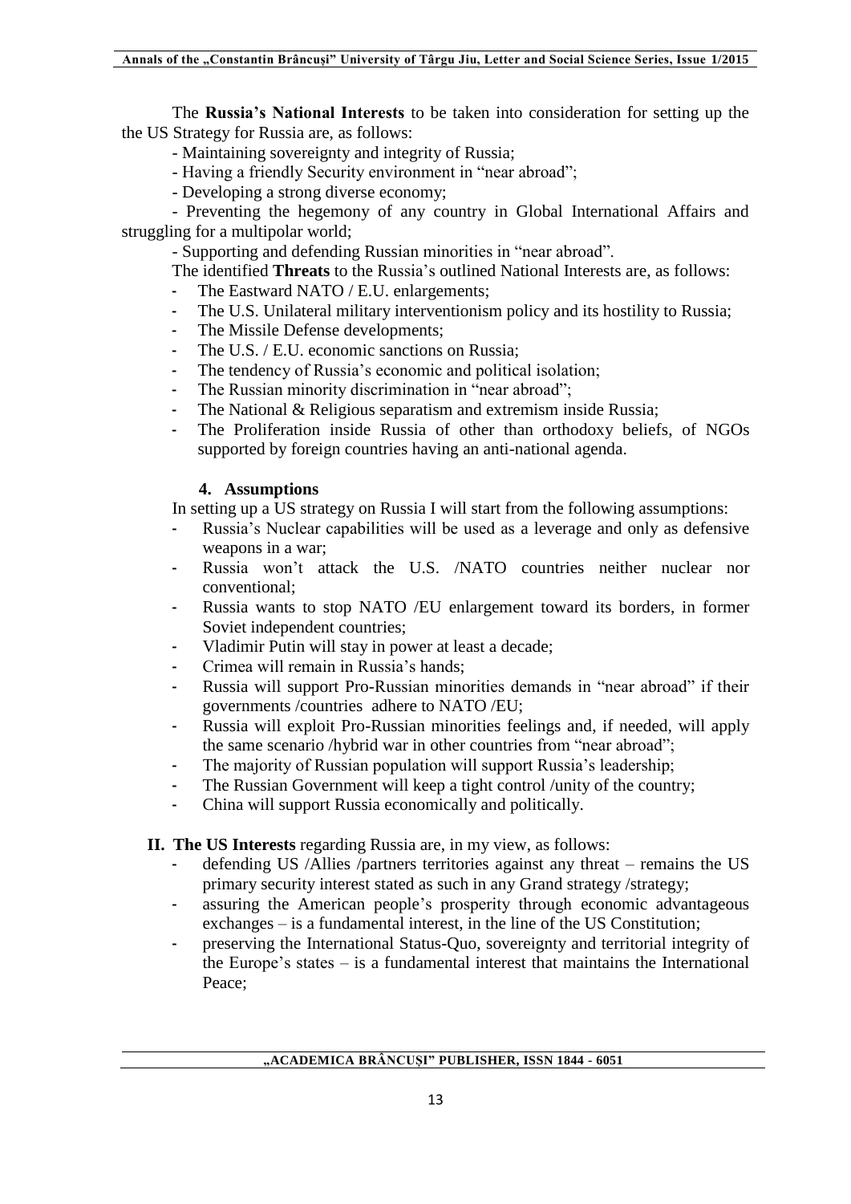The **Russia's National Interests** to be taken into consideration for setting up the the US Strategy for Russia are, as follows:

- Maintaining sovereignty and integrity of Russia;
- Having a friendly Security environment in "near abroad";
- Developing a strong diverse economy;
- Preventing the hegemony of any country in Global International Affairs and struggling for a multipolar world;
- Supporting and defending Russian minorities in "near abroad".

The identified **Threats** to the Russia's outlined National Interests are, as follows:

- The Eastward NATO / E.U. enlargements;
- The U.S. Unilateral military interventionism policy and its hostility to Russia;
- The Missile Defense developments;
- The U.S. / E.U. economic sanctions on Russia;
- The tendency of Russia's economic and political isolation;
- The Russian minority discrimination in "near abroad";
- The National & Religious separatism and extremism inside Russia;
- The Proliferation inside Russia of other than orthodoxy beliefs, of NGOs supported by foreign countries having an anti-national agenda.

### 4. Assumptions

In setting up a US strategy on Russia I will start from the following assumptions:

- Russia's Nuclear capabilities will be used as a leverage and only as defensive weapons in a war;
- Russia won't attack the U.S. /NATO countries neither nuclear nor conventional;
- Russia wants to stop NATO /EU enlargement toward its borders, in former Soviet independent countries;
- Vladimir Putin will stay in power at least a decade;
- Crimea will remain in Russia's hands;
- Russia will support Pro-Russian minorities demands in "near abroad" if their governments /countries adhere to NATO /EU;
- Russia will exploit Pro-Russian minorities feelings and, if needed, will apply the same scenario /hybrid war in other countries from "near abroad";
- The majority of Russian population will support Russia's leadership;
- The Russian Government will keep a tight control /unity of the country;
- China will support Russia economically and politically.

## II. The US Interests regarding Russia are, in my view, as follows:

- defending US /Allies /partners territories against any threat – remains the US primary security interest stated as such in any Grand strategy /strategy;
- assuring the American people's prosperity through economic advantageous exchanges – is a fundamental interest, in the line of the US Constitution;
- preserving the International Status-Quo, sovereignty and territorial integrity of the Europe's states – is a fundamental interest that maintains the International Peace;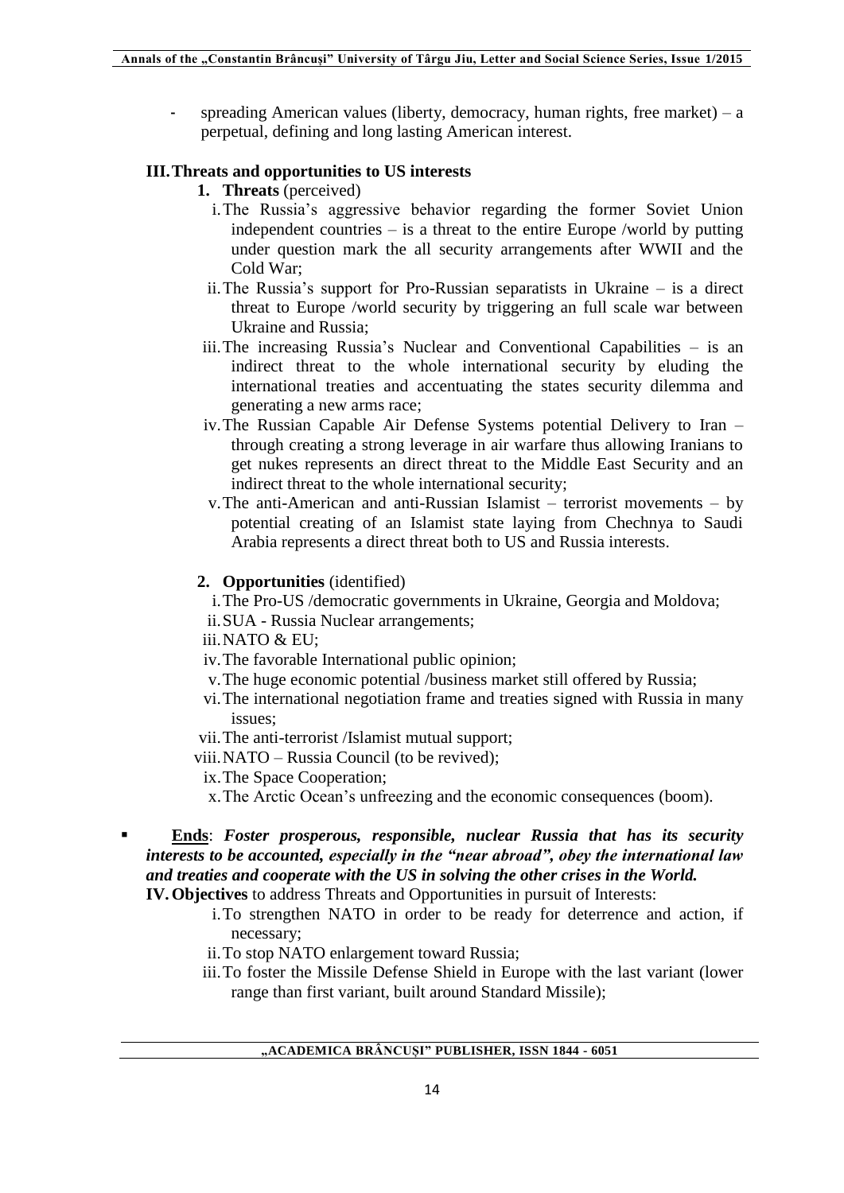- spreading American values (liberty, democracy, human rights, free market) – a perpetual, defining and long lasting American interest.

### III. Threats and opportunities to US interests

**1. Threats** (perceived)

i. The Russia's aggressive behavior regarding the former Soviet Union independent countries – is a threat to the entire Europe /world by putting under question mark the all security arrangements after WWII and the Cold War;

ii. The Russia's support for Pro-Russian separatists in Ukraine – is a direct threat to Europe /world security by triggering an full scale war between Ukraine and Russia;

iii. The increasing Russia's Nuclear and Conventional Capabilities – is an indirect threat to the whole international security by eluding the international treaties and accentuating the states security dilemma and generating a new arms race;

iv. The Russian Capable Air Defense Systems potential Delivery to Iran – through creating a strong leverage in air warfare thus allowing Iranians to get nukes represents an direct threat to the Middle East Security and an indirect threat to the whole international security;

v. The anti-American and anti-Russian Islamist – terrorist movements – by potential creating of an Islamist state laying from Chechnya to Saudi Arabia represents a direct threat both to US and Russia interests.

**2. Opportunities** (identified)

i. The Pro-US /democratic governments in Ukraine, Georgia and Moldova;

ii. SUA - Russia Nuclear arrangements;

iii. NATO & EU;

iv. The favorable International public opinion;

v. The huge economic potential /business market still offered by Russia;

vi. The international negotiation frame and treaties signed with Russia in many issues;

vii. The anti-terrorist /Islamist mutual support;

viii. NATO – Russia Council (to be revived);

ix. The Space Cooperation;

x. The Arctic Ocean's unfreezing and the economic consequences (boom).

- **Ends**: ***Foster prosperous, responsible, nuclear Russia that has its security interests to be accounted, especially in the "near abroad", obey the international law and treaties and cooperate with the US in solving the other crises in the World.***

**IV. Objectives** to address Threats and Opportunities in pursuit of Interests:

i. To strengthen NATO in order to be ready for deterrence and action, if necessary;

ii. To stop NATO enlargement toward Russia;

iii. To foster the Missile Defense Shield in Europe with the last variant (lower range than first variant, built around Standard Missile);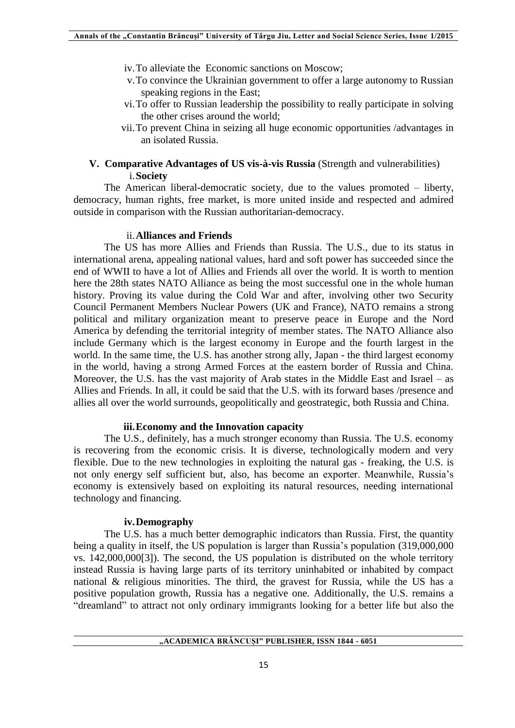iv. To alleviate the Economic sanctions on Moscow;

v. To convince the Ukrainian government to offer a large autonomy to Russian speaking regions in the East;

vi. To offer to Russian leadership the possibility to really participate in solving the other crises around the world;

vii. To prevent China in seizing all huge economic opportunities /advantages in an isolated Russia.

## V. Comparative Advantages of US vis-à-vis Russia (Strength and vulnerabilities)

### i. Society

The American liberal-democratic society, due to the values promoted – liberty, democracy, human rights, free market, is more united inside and respected and admired outside in comparison with the Russian authoritarian-democracy.

### ii. Alliances and Friends

The US has more Allies and Friends than Russia. The U.S., due to its status in international arena, appealing national values, hard and soft power has succeeded since the end of WWII to have a lot of Allies and Friends all over the world. It is worth to mention here the 28th states NATO Alliance as being the most successful one in the whole human history. Proving its value during the Cold War and after, involving other two Security Council Permanent Members Nuclear Powers (UK and France), NATO remains a strong political and military organization meant to preserve peace in Europe and the Nord America by defending the territorial integrity of member states. The NATO Alliance also include Germany which is the largest economy in Europe and the fourth largest in the world. In the same time, the U.S. has another strong ally, Japan - the third largest economy in the world, having a strong Armed Forces at the eastern border of Russia and China. Moreover, the U.S. has the vast majority of Arab states in the Middle East and Israel – as Allies and Friends. In all, it could be said that the U.S. with its forward bases /presence and allies all over the world surrounds, geopolitically and geostrategic, both Russia and China.

### iii. Economy and the Innovation capacity

The U.S., definitely, has a much stronger economy than Russia. The U.S. economy is recovering from the economic crisis. It is diverse, technologically modern and very flexible. Due to the new technologies in exploiting the natural gas - freaking, the U.S. is not only energy self sufficient but, also, has become an exporter. Meanwhile, Russia's economy is extensively based on exploiting its natural resources, needing international technology and financing.

### iv. Demography

The U.S. has a much better demographic indicators than Russia. First, the quantity being a quality in itself, the US population is larger than Russia's population (319,000,000 vs. 142,000,000[3]). The second, the US population is distributed on the whole territory instead Russia is having large parts of its territory uninhabited or inhabited by compact national & religious minorities. The third, the gravest for Russia, while the US has a positive population growth, Russia has a negative one. Additionally, the U.S. remains a "dreamland" to attract not only ordinary immigrants looking for a better life but also the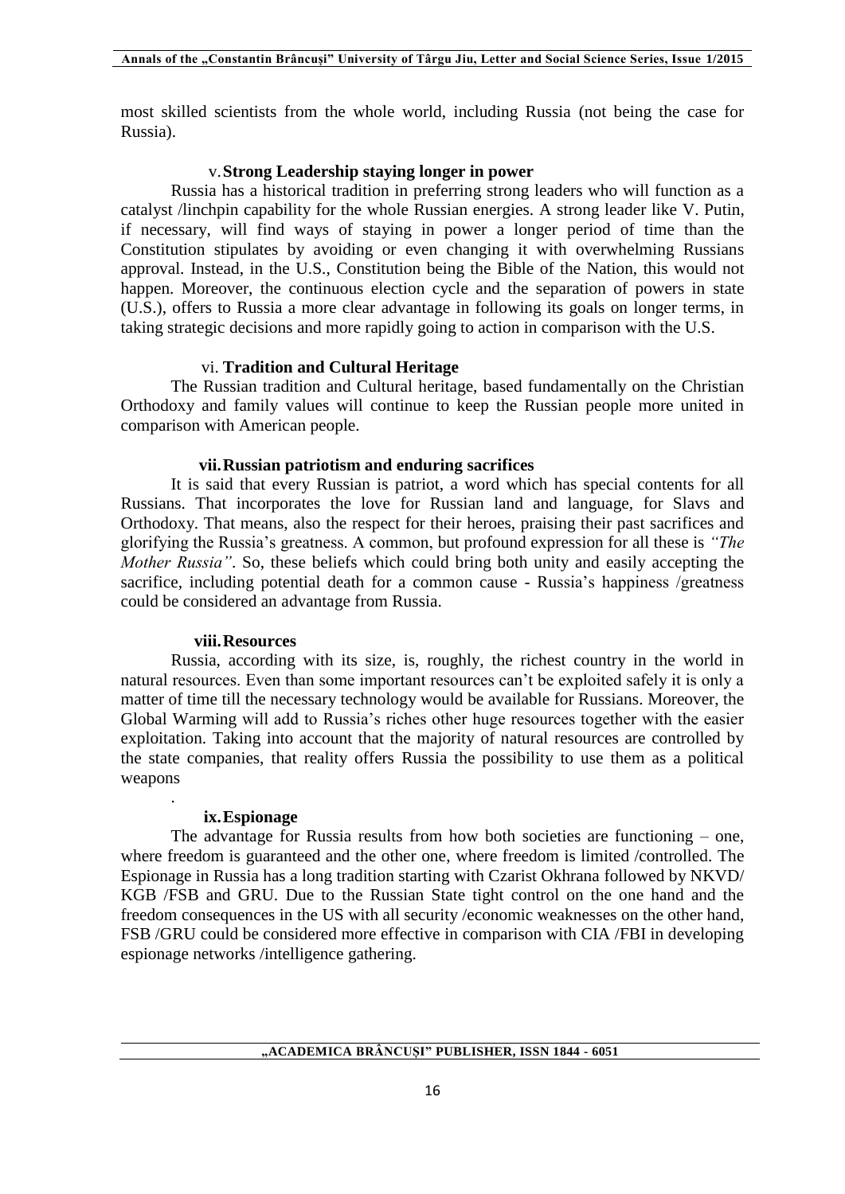most skilled scientists from the whole world, including Russia (not being the case for Russia).

### v. Strong Leadership staying longer in power

Russia has a historical tradition in preferring strong leaders who will function as a catalyst /linchpin capability for the whole Russian energies. A strong leader like V. Putin, if necessary, will find ways of staying in power a longer period of time than the Constitution stipulates by avoiding or even changing it with overwhelming Russians approval. Instead, in the U.S., Constitution being the Bible of the Nation, this would not happen. Moreover, the continuous election cycle and the separation of powers in state (U.S.), offers to Russia a more clear advantage in following its goals on longer terms, in taking strategic decisions and more rapidly going to action in comparison with the U.S.

### vi. Tradition and Cultural Heritage

The Russian tradition and Cultural heritage, based fundamentally on the Christian Orthodoxy and family values will continue to keep the Russian people more united in comparison with American people.

### vii. Russian patriotism and enduring sacrifices

It is said that every Russian is patriot, a word which has special contents for all Russians. That incorporates the love for Russian land and language, for Slavs and Orthodoxy. That means, also the respect for their heroes, praising their past sacrifices and glorifying the Russia's greatness. A common, but profound expression for all these is *"The Mother Russia"*. So, these beliefs which could bring both unity and easily accepting the sacrifice, including potential death for a common cause - Russia's happiness /greatness could be considered an advantage from Russia.

### viii. Resources

Russia, according with its size, is, roughly, the richest country in the world in natural resources. Even than some important resources can't be exploited safely it is only a matter of time till the necessary technology would be available for Russians. Moreover, the Global Warming will add to Russia's riches other huge resources together with the easier exploitation. Taking into account that the majority of natural resources are controlled by the state companies, that reality offers Russia the possibility to use them as a political weapons

.

### ix. Espionage

The advantage for Russia results from how both societies are functioning – one, where freedom is guaranteed and the other one, where freedom is limited /controlled. The Espionage in Russia has a long tradition starting with Czarist Okhrana followed by NKVD/ KGB /FSB and GRU. Due to the Russian State tight control on the one hand and the freedom consequences in the US with all security /economic weaknesses on the other hand, FSB /GRU could be considered more effective in comparison with CIA /FBI in developing espionage networks /intelligence gathering.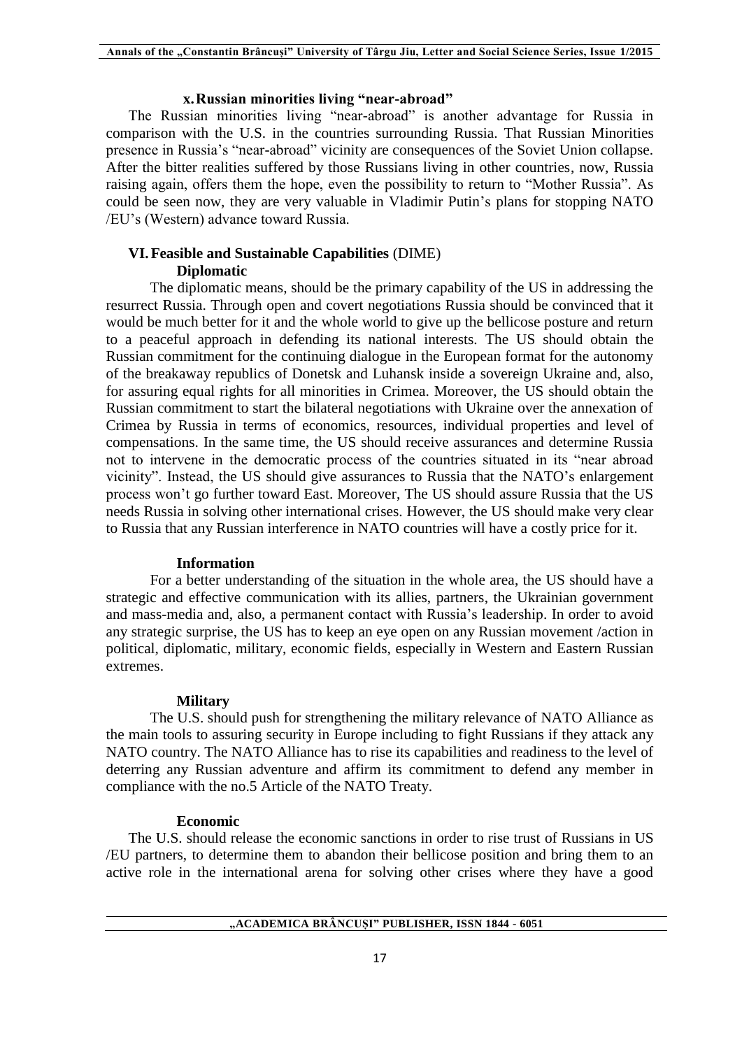### x. Russian minorities living "near-abroad"

The Russian minorities living "near-abroad" is another advantage for Russia in comparison with the U.S. in the countries surrounding Russia. That Russian Minorities presence in Russia's "near-abroad" vicinity are consequences of the Soviet Union collapse. After the bitter realities suffered by those Russians living in other countries, now, Russia raising again, offers them the hope, even the possibility to return to "Mother Russia". As could be seen now, they are very valuable in Vladimir Putin's plans for stopping NATO /EU's (Western) advance toward Russia.

## VI. Feasible and Sustainable Capabilities (DIME)

### Diplomatic

The diplomatic means, should be the primary capability of the US in addressing the resurrect Russia. Through open and covert negotiations Russia should be convinced that it would be much better for it and the whole world to give up the bellicose posture and return to a peaceful approach in defending its national interests. The US should obtain the Russian commitment for the continuing dialogue in the European format for the autonomy of the breakaway republics of Donetsk and Luhansk inside a sovereign Ukraine and, also, for assuring equal rights for all minorities in Crimea. Moreover, the US should obtain the Russian commitment to start the bilateral negotiations with Ukraine over the annexation of Crimea by Russia in terms of economics, resources, individual properties and level of compensations. In the same time, the US should receive assurances and determine Russia not to intervene in the democratic process of the countries situated in its "near abroad vicinity". Instead, the US should give assurances to Russia that the NATO's enlargement process won't go further toward East. Moreover, The US should assure Russia that the US needs Russia in solving other international crises. However, the US should make very clear to Russia that any Russian interference in NATO countries will have a costly price for it.

### Information

For a better understanding of the situation in the whole area, the US should have a strategic and effective communication with its allies, partners, the Ukrainian government and mass-media and, also, a permanent contact with Russia's leadership. In order to avoid any strategic surprise, the US has to keep an eye open on any Russian movement /action in political, diplomatic, military, economic fields, especially in Western and Eastern Russian extremes.

### Military

The U.S. should push for strengthening the military relevance of NATO Alliance as the main tools to assuring security in Europe including to fight Russians if they attack any NATO country. The NATO Alliance has to rise its capabilities and readiness to the level of deterring any Russian adventure and affirm its commitment to defend any member in compliance with the no.5 Article of the NATO Treaty.

### Economic

The U.S. should release the economic sanctions in order to rise trust of Russians in US /EU partners, to determine them to abandon their bellicose position and bring them to an active role in the international arena for solving other crises where they have a good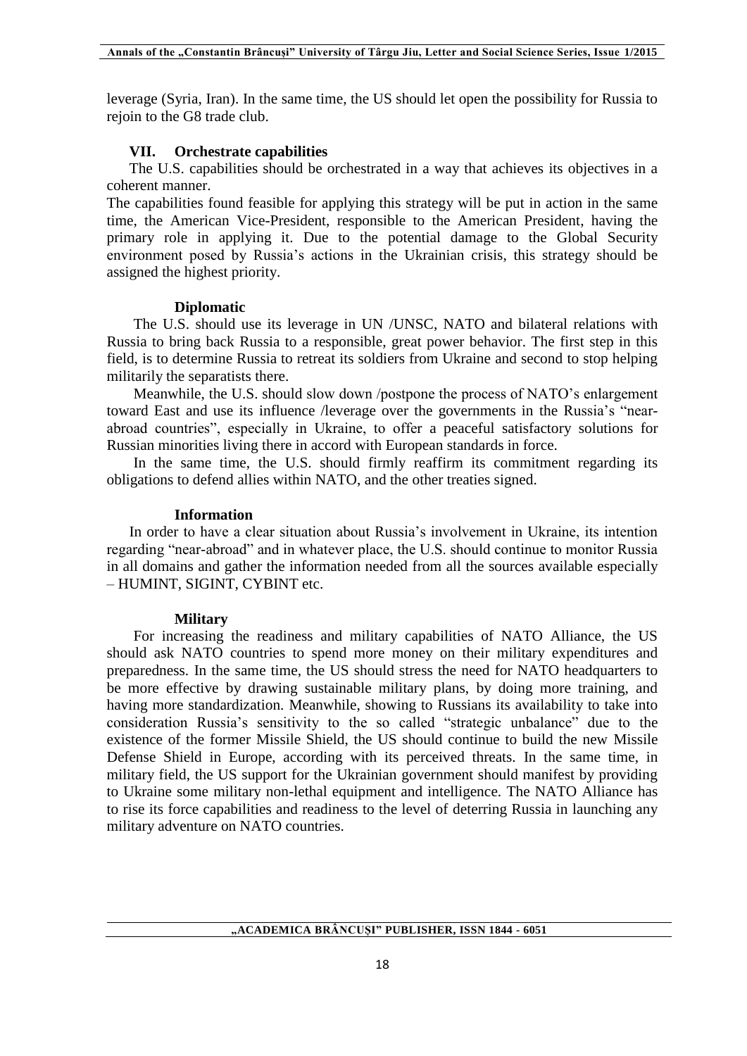leverage (Syria, Iran). In the same time, the US should let open the possibility for Russia to rejoin to the G8 trade club.

## VII. Orchestrate capabilities

The U.S. capabilities should be orchestrated in a way that achieves its objectives in a coherent manner.

The capabilities found feasible for applying this strategy will be put in action in the same time, the American Vice-President, responsible to the American President, having the primary role in applying it. Due to the potential damage to the Global Security environment posed by Russia's actions in the Ukrainian crisis, this strategy should be assigned the highest priority.

### Diplomatic

The U.S. should use its leverage in UN /UNSC, NATO and bilateral relations with Russia to bring back Russia to a responsible, great power behavior. The first step in this field, is to determine Russia to retreat its soldiers from Ukraine and second to stop helping militarily the separatists there.

Meanwhile, the U.S. should slow down /postpone the process of NATO's enlargement toward East and use its influence /leverage over the governments in the Russia's "near-abroad countries", especially in Ukraine, to offer a peaceful satisfactory solutions for Russian minorities living there in accord with European standards in force.

In the same time, the U.S. should firmly reaffirm its commitment regarding its obligations to defend allies within NATO, and the other treaties signed.

### Information

In order to have a clear situation about Russia's involvement in Ukraine, its intention regarding "near-abroad" and in whatever place, the U.S. should continue to monitor Russia in all domains and gather the information needed from all the sources available especially – HUMINT, SIGINT, CYBINT etc.

### Military

For increasing the readiness and military capabilities of NATO Alliance, the US should ask NATO countries to spend more money on their military expenditures and preparedness. In the same time, the US should stress the need for NATO headquarters to be more effective by drawing sustainable military plans, by doing more training, and having more standardization. Meanwhile, showing to Russians its availability to take into consideration Russia's sensitivity to the so called "strategic unbalance" due to the existence of the former Missile Shield, the US should continue to build the new Missile Defense Shield in Europe, according with its perceived threats. In the same time, in military field, the US support for the Ukrainian government should manifest by providing to Ukraine some military non-lethal equipment and intelligence. The NATO Alliance has to rise its force capabilities and readiness to the level of deterring Russia in launching any military adventure on NATO countries.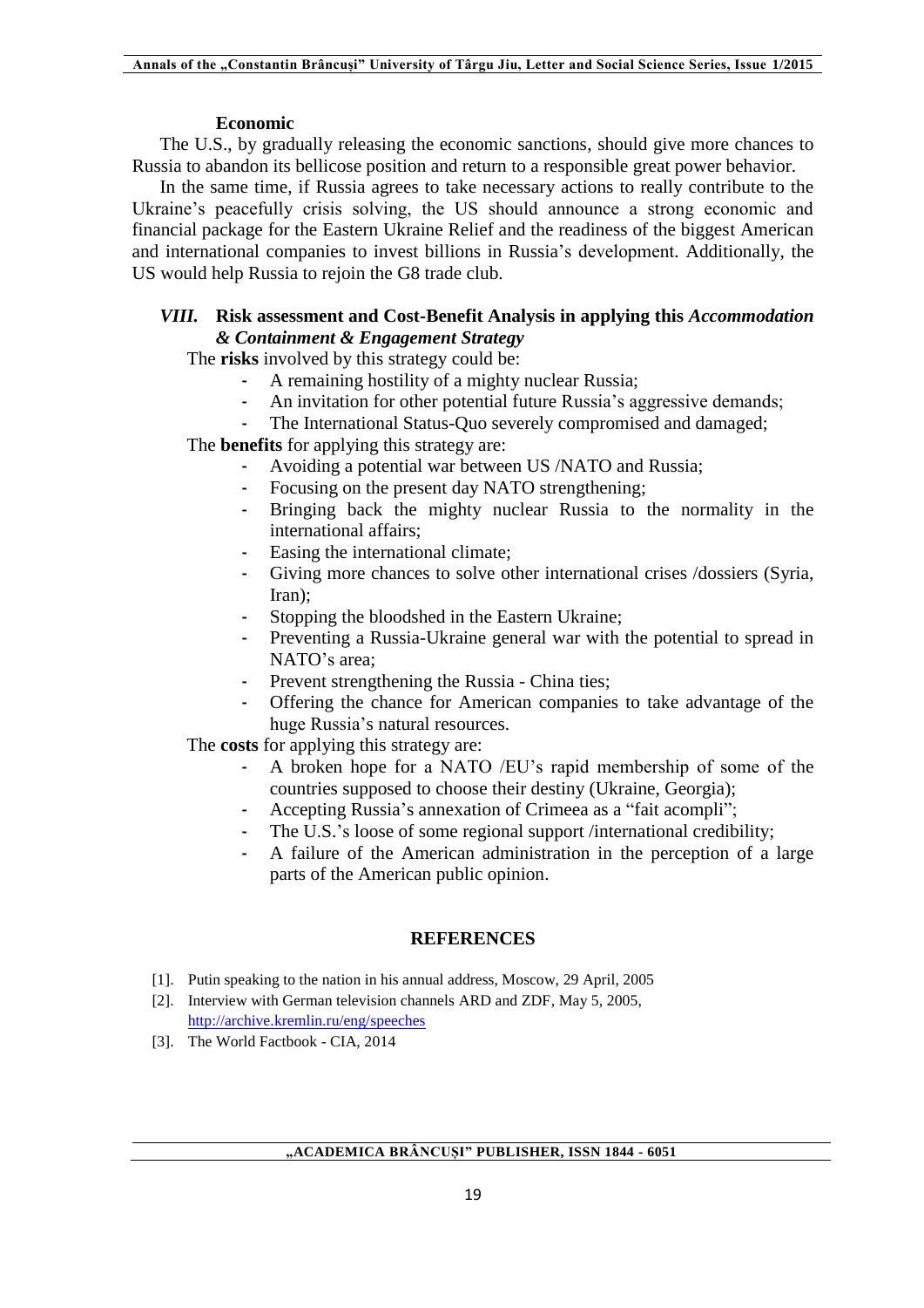### Economic

The U.S., by gradually releasing the economic sanctions, should give more chances to Russia to abandon its bellicose position and return to a responsible great power behavior.

In the same time, if Russia agrees to take necessary actions to really contribute to the Ukraine's peacefully crisis solving, the US should announce a strong economic and financial package for the Eastern Ukraine Relief and the readiness of the biggest American and international companies to invest billions in Russia's development. Additionally, the US would help Russia to rejoin the G8 trade club.

## *VIII.* Risk assessment and Cost-Benefit Analysis in applying this *Accommodation & Containment & Engagement Strategy*

The **risks** involved by this strategy could be:

- A remaining hostility of a mighty nuclear Russia;
- An invitation for other potential future Russia's aggressive demands;
- The International Status-Quo severely compromised and damaged;

The **benefits** for applying this strategy are:

- Avoiding a potential war between US /NATO and Russia;
- Focusing on the present day NATO strengthening;
- Bringing back the mighty nuclear Russia to the normality in the international affairs;
- Easing the international climate;
- Giving more chances to solve other international crises /dossiers (Syria, Iran);
- Stopping the bloodshed in the Eastern Ukraine;
- Preventing a Russia-Ukraine general war with the potential to spread in NATO's area;
- Prevent strengthening the Russia - China ties;
- Offering the chance for American companies to take advantage of the huge Russia's natural resources.

The **costs** for applying this strategy are:

- A broken hope for a NATO /EU's rapid membership of some of the countries supposed to choose their destiny (Ukraine, Georgia);
- Accepting Russia's annexation of Crimeea as a "fait acompli";
- The U.S.'s loose of some regional support /international credibility;
- A failure of the American administration in the perception of a large parts of the American public opinion.

## REFERENCES

[1]. Putin speaking to the nation in his annual address, Moscow, 29 April, 2005

[2]. Interview with German television channels ARD and ZDF, May 5, 2005, http://archive.kremlin.ru/eng/speeches

[3]. The World Factbook - CIA, 2014